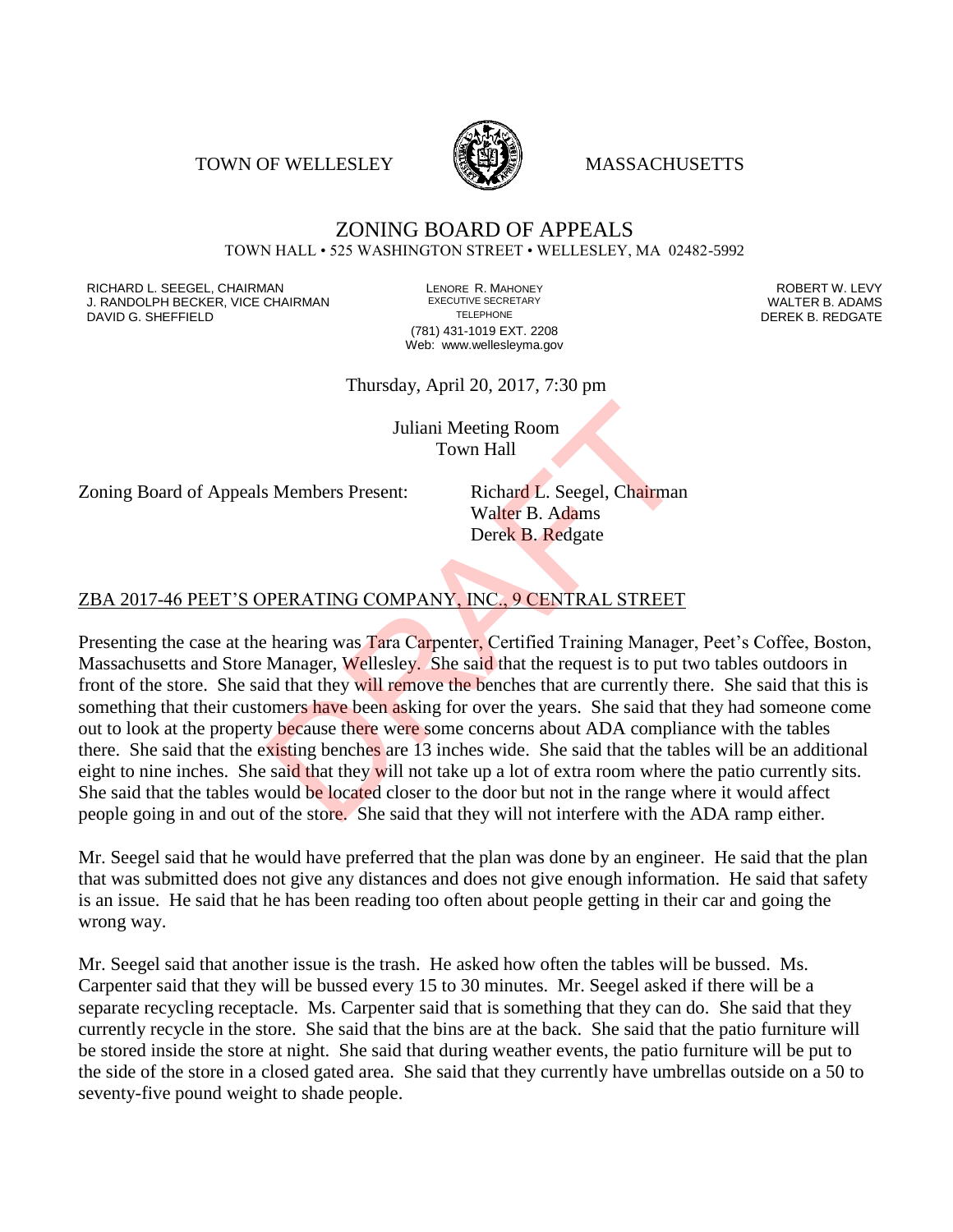TOWN OF WELLESLEY MASSACHUSETTS

# ZONING BOARD OF APPEALS

TOWN HALL • 525 WASHINGTON STREET • WELLESLEY, MA 02482-5992

RICHARD L. SEEGEL, CHAIRMAN
J. RANDOLPH BECKER, VICE CHAIRMAN
DAVID G. SHEFFIELD

LENORE R. MAHONEY
EXECUTIVE SECRETARY
TELEPHONE
(781) 431-1019 EXT. 2208
Web: www.wellesleyma.gov

ROBERT W. LEVY
WALTER B. ADAMS
DEREK B. REDGATE

Thursday, April 20, 2017, 7:30 pm

Juliani Meeting Room
Town Hall

Zoning Board of Appeals Members Present: Richard L. Seegel, Chairman
Walter B. Adams
Derek B. Redgate

DRAFT

ZBA 2017-46 PEET'S OPERATING COMPANY, INC., 9 CENTRAL STREET

Presenting the case at the hearing was Tara Carpenter, Certified Training Manager, Peet's Coffee, Boston, Massachusetts and Store Manager, Wellesley. She said that the request is to put two tables outdoors in front of the store. She said that they will remove the benches that are currently there. She said that this is something that their customers have been asking for over the years. She said that they had someone come out to look at the property because there were some concerns about ADA compliance with the tables there. She said that the existing benches are 13 inches wide. She said that the tables will be an additional eight to nine inches. She said that they will not take up a lot of extra room where the patio currently sits. She said that the tables would be located closer to the door but not in the range where it would affect people going in and out of the store. She said that they will not interfere with the ADA ramp either.

Mr. Seegel said that he would have preferred that the plan was done by an engineer. He said that the plan that was submitted does not give any distances and does not give enough information. He said that safety is an issue. He said that he has been reading too often about people getting in their car and going the wrong way.

Mr. Seegel said that another issue is the trash. He asked how often the tables will be bussed. Ms. Carpenter said that they will be bussed every 15 to 30 minutes. Mr. Seegel asked if there will be a separate recycling receptacle. Ms. Carpenter said that is something that they can do. She said that they currently recycle in the store. She said that the bins are at the back. She said that the patio furniture will be stored inside the store at night. She said that during weather events, the patio furniture will be put to the side of the store in a closed gated area. She said that they currently have umbrellas outside on a 50 to seventy-five pound weight to shade people.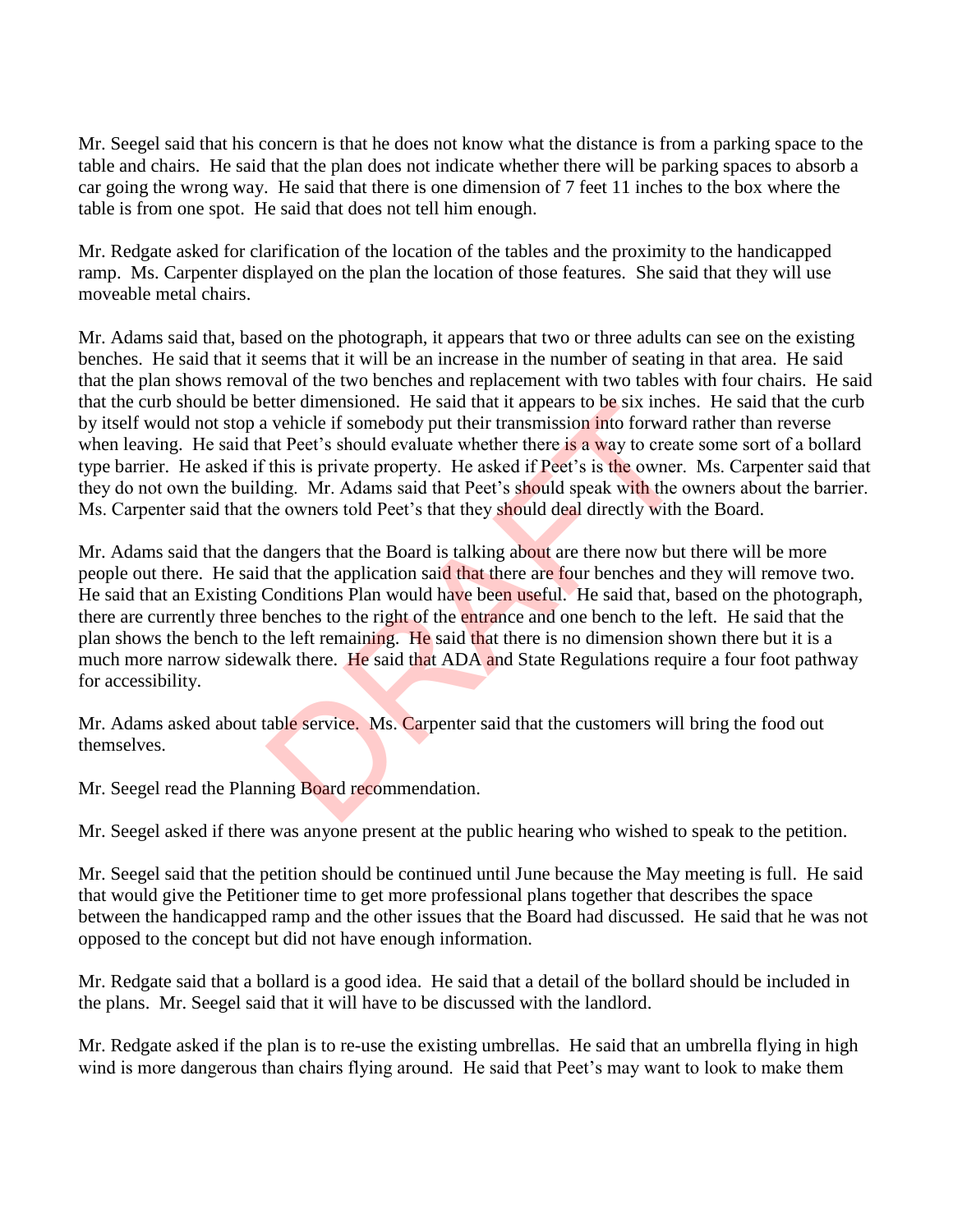Mr. Seegel said that his concern is that he does not know what the distance is from a parking space to the table and chairs. He said that the plan does not indicate whether there will be parking spaces to absorb a car going the wrong way. He said that there is one dimension of 7 feet 11 inches to the box where the table is from one spot. He said that does not tell him enough.

Mr. Redgate asked for clarification of the location of the tables and the proximity to the handicapped ramp. Ms. Carpenter displayed on the plan the location of those features. She said that they will use moveable metal chairs.

Mr. Adams said that, based on the photograph, it appears that two or three adults can see on the existing benches. He said that it seems that it will be an increase in the number of seating in that area. He said that the plan shows removal of the two benches and replacement with two tables with four chairs. He said that the curb should be better dimensioned. He said that it appears to be six inches. He said that the curb by itself would not stop a vehicle if somebody put their transmission into forward rather than reverse when leaving. He said that Peet's should evaluate whether there is a way to create some sort of a bollard type barrier. He asked if this is private property. He asked if Peet's is the owner. Ms. Carpenter said that they do not own the building. Mr. Adams said that Peet's should speak with the owners about the barrier. Ms. Carpenter said that the owners told Peet's that they should deal directly with the Board.

Mr. Adams said that the dangers that the Board is talking about are there now but there will be more people out there. He said that the application said that there are four benches and they will remove two. He said that an Existing Conditions Plan would have been useful. He said that, based on the photograph, there are currently three benches to the right of the entrance and one bench to the left. He said that the plan shows the bench to the left remaining. He said that there is no dimension shown there but it is a much more narrow sidewalk there. He said that ADA and State Regulations require a four foot pathway for accessibility.

Mr. Adams asked about table service. Ms. Carpenter said that the customers will bring the food out themselves.

Mr. Seegel read the Planning Board recommendation.

Mr. Seegel asked if there was anyone present at the public hearing who wished to speak to the petition.

Mr. Seegel said that the petition should be continued until June because the May meeting is full. He said that would give the Petitioner time to get more professional plans together that describes the space between the handicapped ramp and the other issues that the Board had discussed. He said that he was not opposed to the concept but did not have enough information.

Mr. Redgate said that a bollard is a good idea. He said that a detail of the bollard should be included in the plans. Mr. Seegel said that it will have to be discussed with the landlord.

Mr. Redgate asked if the plan is to re-use the existing umbrellas. He said that an umbrella flying in high wind is more dangerous than chairs flying around. He said that Peet's may want to look to make them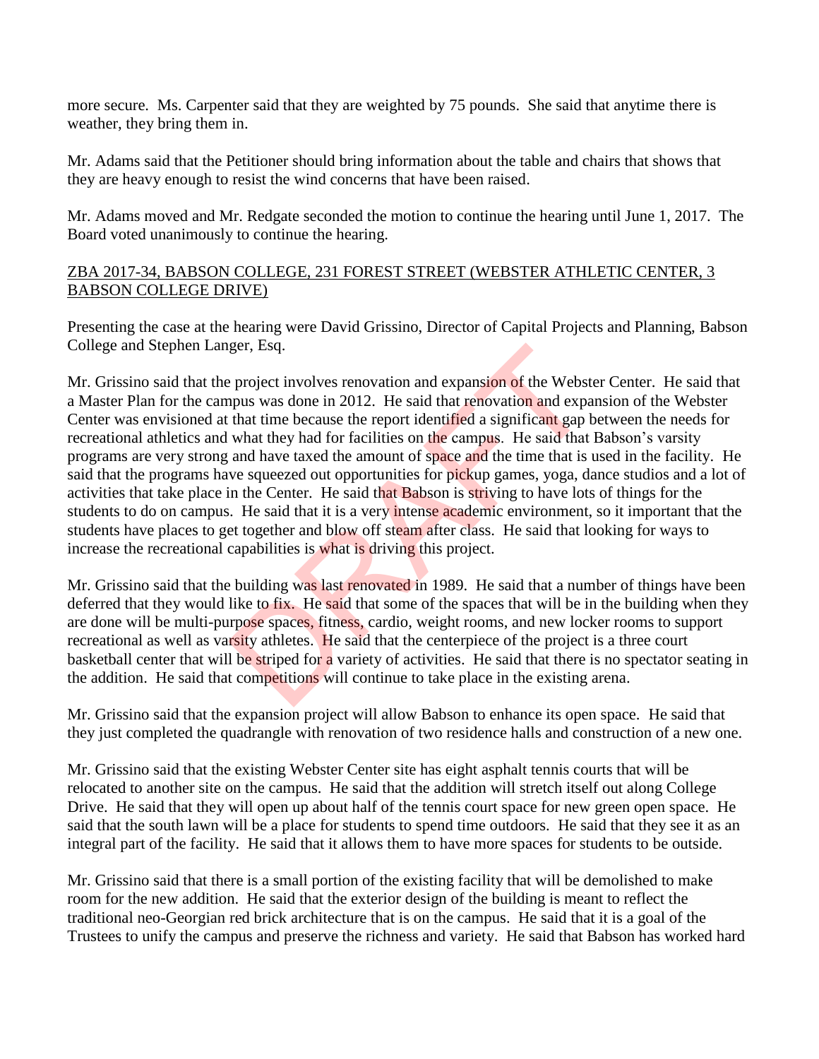more secure. Ms. Carpenter said that they are weighted by 75 pounds. She said that anytime there is weather, they bring them in.

Mr. Adams said that the Petitioner should bring information about the table and chairs that shows that they are heavy enough to resist the wind concerns that have been raised.

Mr. Adams moved and Mr. Redgate seconded the motion to continue the hearing until June 1, 2017. The Board voted unanimously to continue the hearing.

ZBA 2017-34, BABSON COLLEGE, 231 FOREST STREET (WEBSTER ATHLETIC CENTER, 3 BABSON COLLEGE DRIVE)

Presenting the case at the hearing were David Grissino, Director of Capital Projects and Planning, Babson College and Stephen Langer, Esq.

Mr. Grissino said that the project involves renovation and expansion of the Webster Center. He said that a Master Plan for the campus was done in 2012. He said that renovation and expansion of the Webster Center was envisioned at that time because the report identified a significant gap between the needs for recreational athletics and what they had for facilities on the campus. He said that Babson's varsity programs are very strong and have taxed the amount of space and the time that is used in the facility. He said that the programs have squeezed out opportunities for pickup games, yoga, dance studios and a lot of activities that take place in the Center. He said that Babson is striving to have lots of things for the students to do on campus. He said that it is a very intense academic environment, so it important that the students have places to get together and blow off steam after class. He said that looking for ways to increase the recreational capabilities is what is driving this project.

Mr. Grissino said that the building was last renovated in 1989. He said that a number of things have been deferred that they would like to fix. He said that some of the spaces that will be in the building when they are done will be multi-purpose spaces, fitness, cardio, weight rooms, and new locker rooms to support recreational as well as varsity athletes. He said that the centerpiece of the project is a three court basketball center that will be striped for a variety of activities. He said that there is no spectator seating in the addition. He said that competitions will continue to take place in the existing arena.

Mr. Grissino said that the expansion project will allow Babson to enhance its open space. He said that they just completed the quadrangle with renovation of two residence halls and construction of a new one.

Mr. Grissino said that the existing Webster Center site has eight asphalt tennis courts that will be relocated to another site on the campus. He said that the addition will stretch itself out along College Drive. He said that they will open up about half of the tennis court space for new green open space. He said that the south lawn will be a place for students to spend time outdoors. He said that they see it as an integral part of the facility. He said that it allows them to have more spaces for students to be outside.

Mr. Grissino said that there is a small portion of the existing facility that will be demolished to make room for the new addition. He said that the exterior design of the building is meant to reflect the traditional neo-Georgian red brick architecture that is on the campus. He said that it is a goal of the Trustees to unify the campus and preserve the richness and variety. He said that Babson has worked hard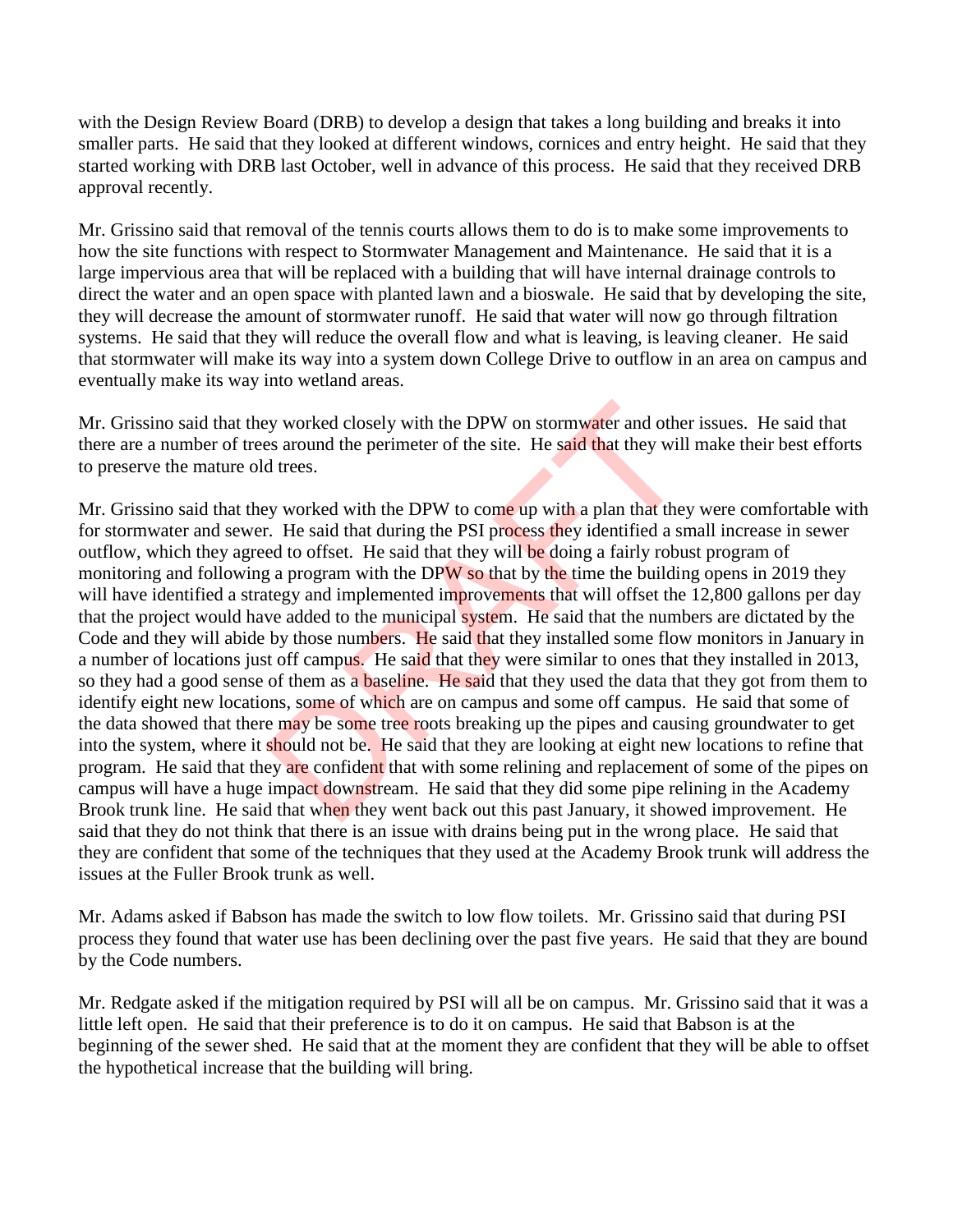with the Design Review Board (DRB) to develop a design that takes a long building and breaks it into smaller parts. He said that they looked at different windows, cornices and entry height. He said that they started working with DRB last October, well in advance of this process. He said that they received DRB approval recently.

Mr. Grissino said that removal of the tennis courts allows them to do is to make some improvements to how the site functions with respect to Stormwater Management and Maintenance. He said that it is a large impervious area that will be replaced with a building that will have internal drainage controls to direct the water and an open space with planted lawn and a bioswale. He said that by developing the site, they will decrease the amount of stormwater runoff. He said that water will now go through filtration systems. He said that they will reduce the overall flow and what is leaving, is leaving cleaner. He said that stormwater will make its way into a system down College Drive to outflow in an area on campus and eventually make its way into wetland areas.

Mr. Grissino said that they worked closely with the DPW on stormwater and other issues. He said that there are a number of trees around the perimeter of the site. He said that they will make their best efforts to preserve the mature old trees.

Mr. Grissino said that they worked with the DPW to come up with a plan that they were comfortable with for stormwater and sewer. He said that during the PSI process they identified a small increase in sewer outflow, which they agreed to offset. He said that they will be doing a fairly robust program of monitoring and following a program with the DPW so that by the time the building opens in 2019 they will have identified a strategy and implemented improvements that will offset the 12,800 gallons per day that the project would have added to the municipal system. He said that the numbers are dictated by the Code and they will abide by those numbers. He said that they installed some flow monitors in January in a number of locations just off campus. He said that they were similar to ones that they installed in 2013, so they had a good sense of them as a baseline. He said that they used the data that they got from them to identify eight new locations, some of which are on campus and some off campus. He said that some of the data showed that there may be some tree roots breaking up the pipes and causing groundwater to get into the system, where it should not be. He said that they are looking at eight new locations to refine that program. He said that they are confident that with some relining and replacement of some of the pipes on campus will have a huge impact downstream. He said that they did some pipe relining in the Academy Brook trunk line. He said that when they went back out this past January, it showed improvement. He said that they do not think that there is an issue with drains being put in the wrong place. He said that they are confident that some of the techniques that they used at the Academy Brook trunk will address the issues at the Fuller Brook trunk as well.

Mr. Adams asked if Babson has made the switch to low flow toilets. Mr. Grissino said that during PSI process they found that water use has been declining over the past five years. He said that they are bound by the Code numbers.

Mr. Redgate asked if the mitigation required by PSI will all be on campus. Mr. Grissino said that it was a little left open. He said that their preference is to do it on campus. He said that Babson is at the beginning of the sewer shed. He said that at the moment they are confident that they will be able to offset the hypothetical increase that the building will bring.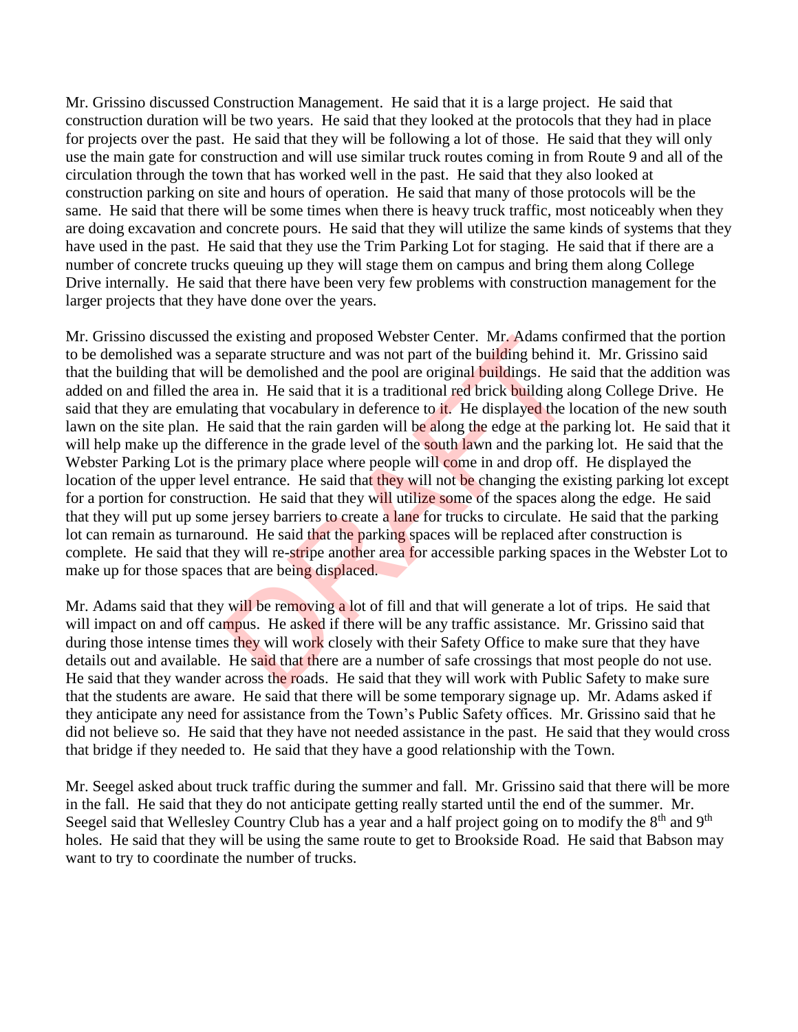Mr. Grissino discussed Construction Management. He said that it is a large project. He said that construction duration will be two years. He said that they looked at the protocols that they had in place for projects over the past. He said that they will be following a lot of those. He said that they will only use the main gate for construction and will use similar truck routes coming in from Route 9 and all of the circulation through the town that has worked well in the past. He said that they also looked at construction parking on site and hours of operation. He said that many of those protocols will be the same. He said that there will be some times when there is heavy truck traffic, most noticeably when they are doing excavation and concrete pours. He said that they will utilize the same kinds of systems that they have used in the past. He said that they use the Trim Parking Lot for staging. He said that if there are a number of concrete trucks queuing up they will stage them on campus and bring them along College Drive internally. He said that there have been very few problems with construction management for the larger projects that they have done over the years.

Mr. Grissino discussed the existing and proposed Webster Center. Mr. Adams confirmed that the portion to be demolished was a separate structure and was not part of the building behind it. Mr. Grissino said that the building that will be demolished and the pool are original buildings. He said that the addition was added on and filled the area in. He said that it is a traditional red brick building along College Drive. He said that they are emulating that vocabulary in deference to it. He displayed the location of the new south lawn on the site plan. He said that the rain garden will be along the edge at the parking lot. He said that it will help make up the difference in the grade level of the south lawn and the parking lot. He said that the Webster Parking Lot is the primary place where people will come in and drop off. He displayed the location of the upper level entrance. He said that they will not be changing the existing parking lot except for a portion for construction. He said that they will utilize some of the spaces along the edge. He said that they will put up some jersey barriers to create a lane for trucks to circulate. He said that the parking lot can remain as turnaround. He said that the parking spaces will be replaced after construction is complete. He said that they will re-stripe another area for accessible parking spaces in the Webster Lot to make up for those spaces that are being displaced.

Mr. Adams said that they will be removing a lot of fill and that will generate a lot of trips. He said that will impact on and off campus. He asked if there will be any traffic assistance. Mr. Grissino said that during those intense times they will work closely with their Safety Office to make sure that they have details out and available. He said that there are a number of safe crossings that most people do not use. He said that they wander across the roads. He said that they will work with Public Safety to make sure that the students are aware. He said that there will be some temporary signage up. Mr. Adams asked if they anticipate any need for assistance from the Town's Public Safety offices. Mr. Grissino said that he did not believe so. He said that they have not needed assistance in the past. He said that they would cross that bridge if they needed to. He said that they have a good relationship with the Town.

Mr. Seegel asked about truck traffic during the summer and fall. Mr. Grissino said that there will be more in the fall. He said that they do not anticipate getting really started until the end of the summer. Mr. Seegel said that Wellesley Country Club has a year and a half project going on to modify the 8th and 9th holes. He said that they will be using the same route to get to Brookside Road. He said that Babson may want to try to coordinate the number of trucks.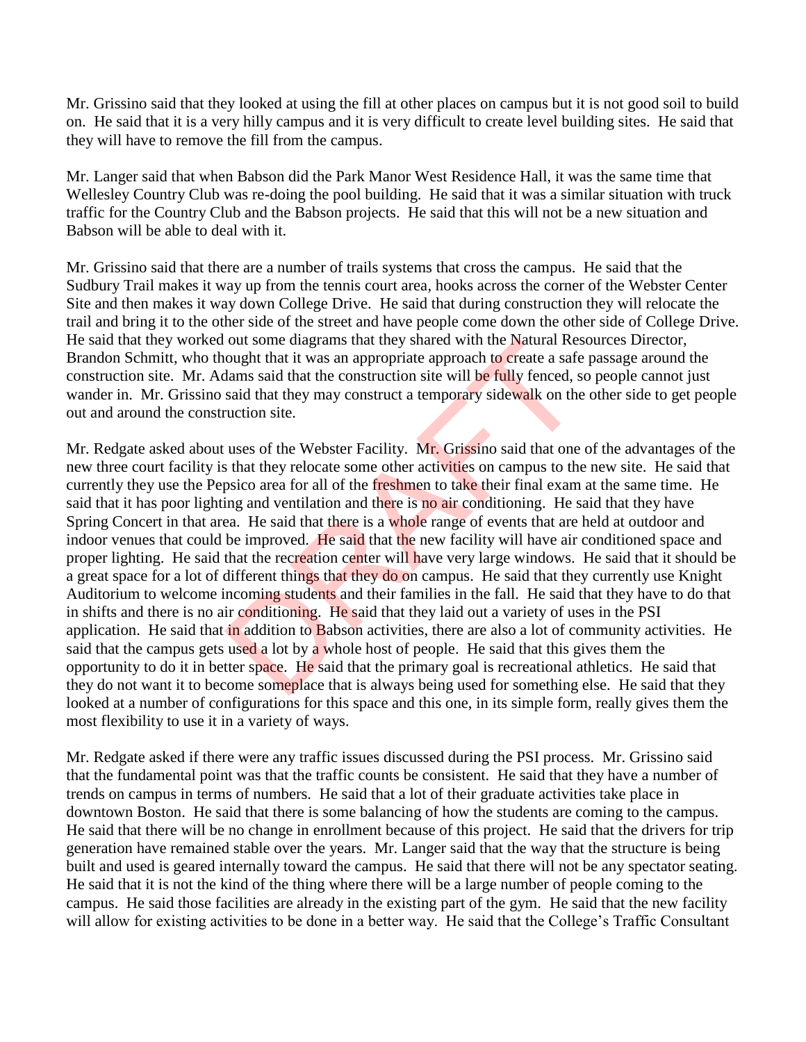Mr. Grissino said that they looked at using the fill at other places on campus but it is not good soil to build on. He said that it is a very hilly campus and it is very difficult to create level building sites. He said that they will have to remove the fill from the campus.

Mr. Langer said that when Babson did the Park Manor West Residence Hall, it was the same time that Wellesley Country Club was re-doing the pool building. He said that it was a similar situation with truck traffic for the Country Club and the Babson projects. He said that this will not be a new situation and Babson will be able to deal with it.

Mr. Grissino said that there are a number of trails systems that cross the campus. He said that the Sudbury Trail makes it way up from the tennis court area, hooks across the corner of the Webster Center Site and then makes it way down College Drive. He said that during construction they will relocate the trail and bring it to the other side of the street and have people come down the other side of College Drive. He said that they worked out some diagrams that they shared with the Natural Resources Director, Brandon Schmitt, who thought that it was an appropriate approach to create a safe passage around the construction site. Mr. Adams said that the construction site will be fully fenced, so people cannot just wander in. Mr. Grissino said that they may construct a temporary sidewalk on the other side to get people out and around the construction site.

Mr. Redgate asked about uses of the Webster Facility. Mr. Grissino said that one of the advantages of the new three court facility is that they relocate some other activities on campus to the new site. He said that currently they use the Pepsico area for all of the freshmen to take their final exam at the same time. He said that it has poor lighting and ventilation and there is no air conditioning. He said that they have Spring Concert in that area. He said that there is a whole range of events that are held at outdoor and indoor venues that could be improved. He said that the new facility will have air conditioned space and proper lighting. He said that the recreation center will have very large windows. He said that it should be a great space for a lot of different things that they do on campus. He said that they currently use Knight Auditorium to welcome incoming students and their families in the fall. He said that they have to do that in shifts and there is no air conditioning. He said that they laid out a variety of uses in the PSI application. He said that in addition to Babson activities, there are also a lot of community activities. He said that the campus gets used a lot by a whole host of people. He said that this gives them the opportunity to do it in better space. He said that the primary goal is recreational athletics. He said that they do not want it to become someplace that is always being used for something else. He said that they looked at a number of configurations for this space and this one, in its simple form, really gives them the most flexibility to use it in a variety of ways.

Mr. Redgate asked if there were any traffic issues discussed during the PSI process. Mr. Grissino said that the fundamental point was that the traffic counts be consistent. He said that they have a number of trends on campus in terms of numbers. He said that a lot of their graduate activities take place in downtown Boston. He said that there is some balancing of how the students are coming to the campus. He said that there will be no change in enrollment because of this project. He said that the drivers for trip generation have remained stable over the years. Mr. Langer said that the way that the structure is being built and used is geared internally toward the campus. He said that there will not be any spectator seating. He said that it is not the kind of the thing where there will be a large number of people coming to the campus. He said those facilities are already in the existing part of the gym. He said that the new facility will allow for existing activities to be done in a better way. He said that the College's Traffic Consultant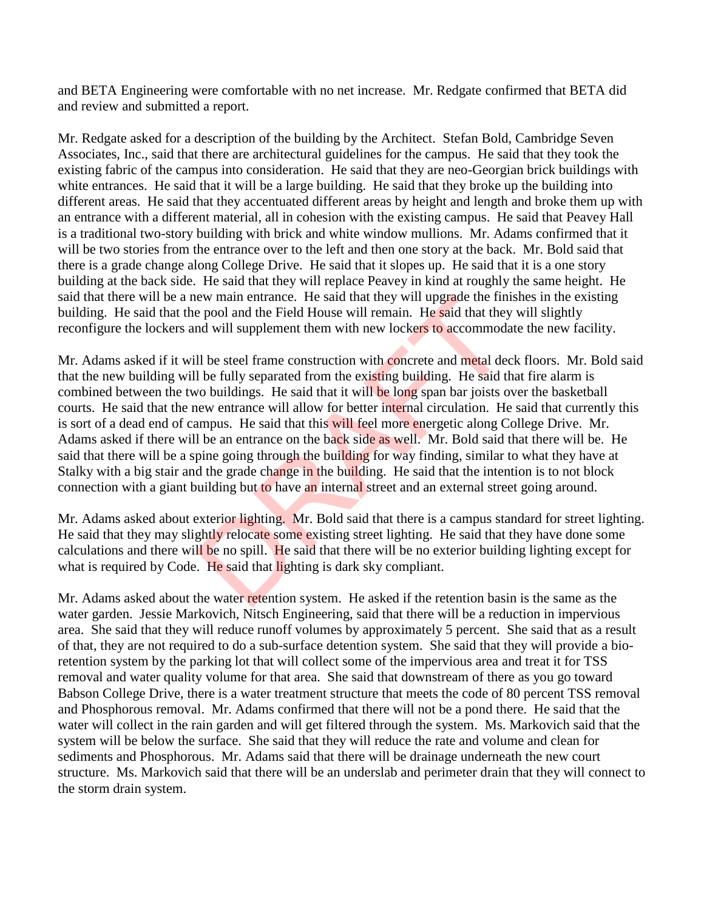and BETA Engineering were comfortable with no net increase. Mr. Redgate confirmed that BETA did and review and submitted a report.

Mr. Redgate asked for a description of the building by the Architect. Stefan Bold, Cambridge Seven Associates, Inc., said that there are architectural guidelines for the campus. He said that they took the existing fabric of the campus into consideration. He said that they are neo-Georgian brick buildings with white entrances. He said that it will be a large building. He said that they broke up the building into different areas. He said that they accentuated different areas by height and length and broke them up with an entrance with a different material, all in cohesion with the existing campus. He said that Peavey Hall is a traditional two-story building with brick and white window mullions. Mr. Adams confirmed that it will be two stories from the entrance over to the left and then one story at the back. Mr. Bold said that there is a grade change along College Drive. He said that it slopes up. He said that it is a one story building at the back side. He said that they will replace Peavey in kind at roughly the same height. He said that there will be a new main entrance. He said that they will upgrade the finishes in the existing building. He said that the pool and the Field House will remain. He said that they will slightly reconfigure the lockers and will supplement them with new lockers to accommodate the new facility.

Mr. Adams asked if it will be steel frame construction with concrete and metal deck floors. Mr. Bold said that the new building will be fully separated from the existing building. He said that fire alarm is combined between the two buildings. He said that it will be long span bar joists over the basketball courts. He said that the new entrance will allow for better internal circulation. He said that currently this is sort of a dead end of campus. He said that this will feel more energetic along College Drive. Mr. Adams asked if there will be an entrance on the back side as well. Mr. Bold said that there will be. He said that there will be a spine going through the building for way finding, similar to what they have at Stalky with a big stair and the grade change in the building. He said that the intention is to not block connection with a giant building but to have an internal street and an external street going around.

Mr. Adams asked about exterior lighting. Mr. Bold said that there is a campus standard for street lighting. He said that they may slightly relocate some existing street lighting. He said that they have done some calculations and there will be no spill. He said that there will be no exterior building lighting except for what is required by Code. He said that lighting is dark sky compliant.

Mr. Adams asked about the water retention system. He asked if the retention basin is the same as the water garden. Jessie Markovich, Nitsch Engineering, said that there will be a reduction in impervious area. She said that they will reduce runoff volumes by approximately 5 percent. She said that as a result of that, they are not required to do a sub-surface detention system. She said that they will provide a bio-retention system by the parking lot that will collect some of the impervious area and treat it for TSS removal and water quality volume for that area. She said that downstream of there as you go toward Babson College Drive, there is a water treatment structure that meets the code of 80 percent TSS removal and Phosphorous removal. Mr. Adams confirmed that there will not be a pond there. He said that the water will collect in the rain garden and will get filtered through the system. Ms. Markovich said that the system will be below the surface. She said that they will reduce the rate and volume and clean for sediments and Phosphorous. Mr. Adams said that there will be drainage underneath the new court structure. Ms. Markovich said that there will be an underslab and perimeter drain that they will connect to the storm drain system.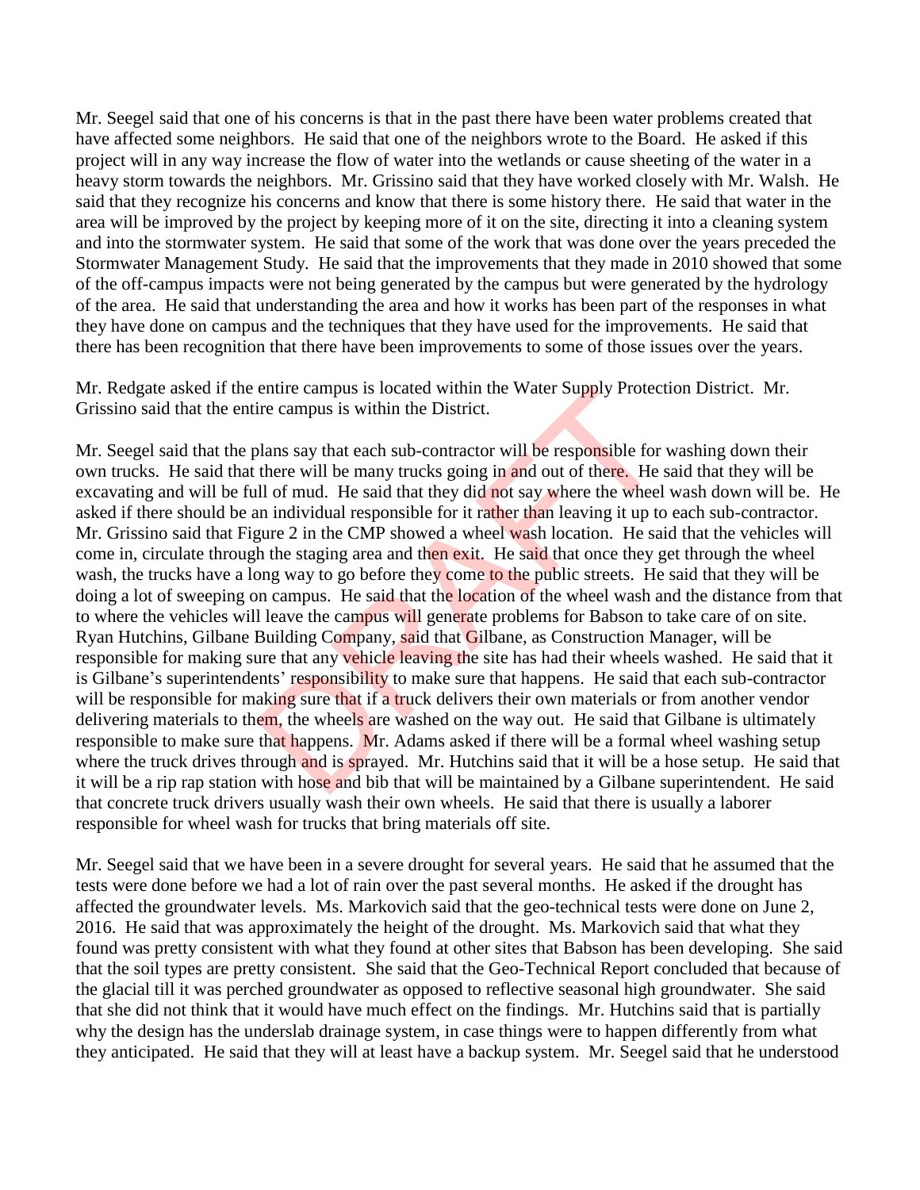Mr. Seegel said that one of his concerns is that in the past there have been water problems created that have affected some neighbors. He said that one of the neighbors wrote to the Board. He asked if this project will in any way increase the flow of water into the wetlands or cause sheeting of the water in a heavy storm towards the neighbors. Mr. Grissino said that they have worked closely with Mr. Walsh. He said that they recognize his concerns and know that there is some history there. He said that water in the area will be improved by the project by keeping more of it on the site, directing it into a cleaning system and into the stormwater system. He said that some of the work that was done over the years preceded the Stormwater Management Study. He said that the improvements that they made in 2010 showed that some of the off-campus impacts were not being generated by the campus but were generated by the hydrology of the area. He said that understanding the area and how it works has been part of the responses in what they have done on campus and the techniques that they have used for the improvements. He said that there has been recognition that there have been improvements to some of those issues over the years.

Mr. Redgate asked if the entire campus is located within the Water Supply Protection District. Mr. Grissino said that the entire campus is within the District.

Mr. Seegel said that the plans say that each sub-contractor will be responsible for washing down their own trucks. He said that there will be many trucks going in and out of there. He said that they will be excavating and will be full of mud. He said that they did not say where the wheel wash down will be. He asked if there should be an individual responsible for it rather than leaving it up to each sub-contractor. Mr. Grissino said that Figure 2 in the CMP showed a wheel wash location. He said that the vehicles will come in, circulate through the staging area and then exit. He said that once they get through the wheel wash, the trucks have a long way to go before they come to the public streets. He said that they will be doing a lot of sweeping on campus. He said that the location of the wheel wash and the distance from that to where the vehicles will leave the campus will generate problems for Babson to take care of on site. Ryan Hutchins, Gilbane Building Company, said that Gilbane, as Construction Manager, will be responsible for making sure that any vehicle leaving the site has had their wheels washed. He said that it is Gilbane's superintendents' responsibility to make sure that happens. He said that each sub-contractor will be responsible for making sure that if a truck delivers their own materials or from another vendor delivering materials to them, the wheels are washed on the way out. He said that Gilbane is ultimately responsible to make sure that happens. Mr. Adams asked if there will be a formal wheel washing setup where the truck drives through and is sprayed. Mr. Hutchins said that it will be a hose setup. He said that it will be a rip rap station with hose and bib that will be maintained by a Gilbane superintendent. He said that concrete truck drivers usually wash their own wheels. He said that there is usually a laborer responsible for wheel wash for trucks that bring materials off site.

Mr. Seegel said that we have been in a severe drought for several years. He said that he assumed that the tests were done before we had a lot of rain over the past several months. He asked if the drought has affected the groundwater levels. Ms. Markovich said that the geo-technical tests were done on June 2, 2016. He said that was approximately the height of the drought. Ms. Markovich said that what they found was pretty consistent with what they found at other sites that Babson has been developing. She said that the soil types are pretty consistent. She said that the Geo-Technical Report concluded that because of the glacial till it was perched groundwater as opposed to reflective seasonal high groundwater. She said that she did not think that it would have much effect on the findings. Mr. Hutchins said that is partially why the design has the underslab drainage system, in case things were to happen differently from what they anticipated. He said that they will at least have a backup system. Mr. Seegel said that he understood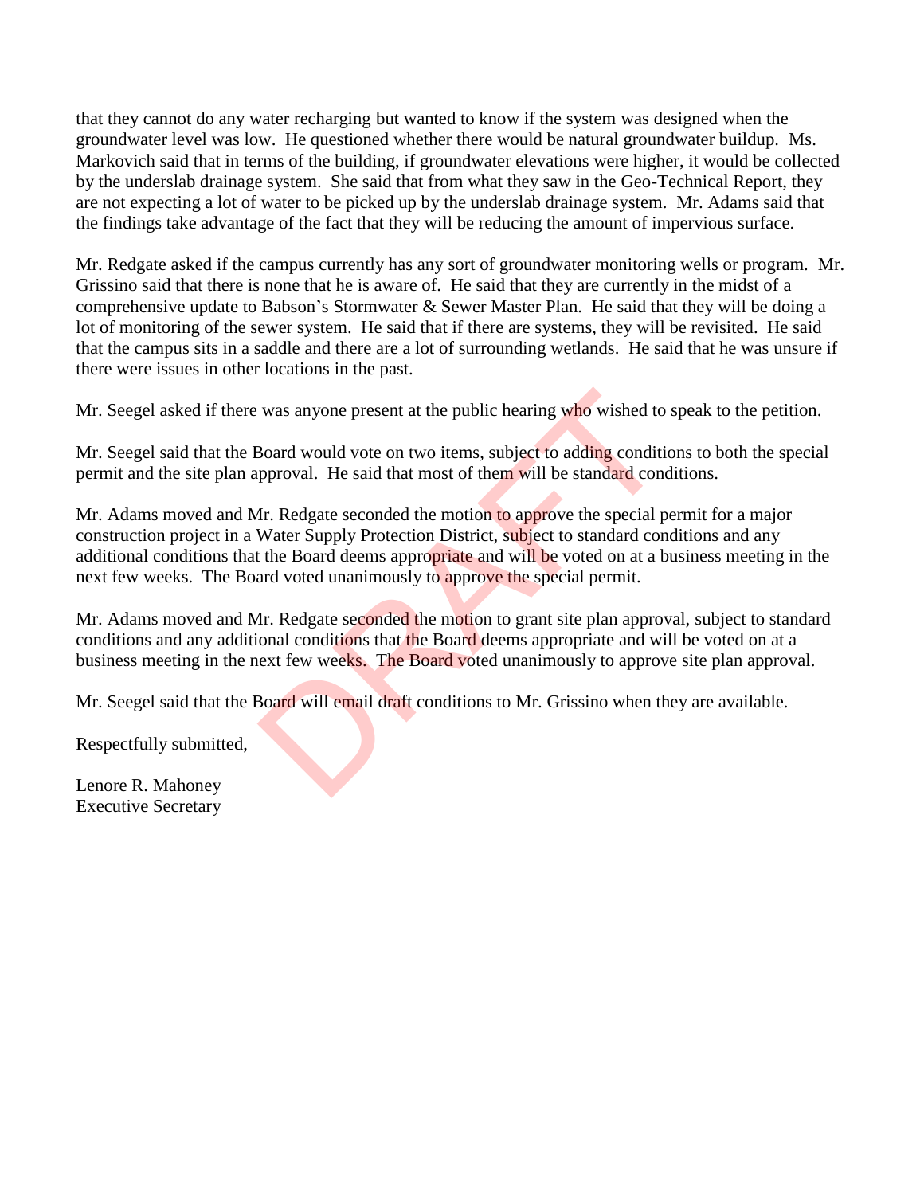that they cannot do any water recharging but wanted to know if the system was designed when the groundwater level was low. He questioned whether there would be natural groundwater buildup. Ms. Markovich said that in terms of the building, if groundwater elevations were higher, it would be collected by the underslab drainage system. She said that from what they saw in the Geo-Technical Report, they are not expecting a lot of water to be picked up by the underslab drainage system. Mr. Adams said that the findings take advantage of the fact that they will be reducing the amount of impervious surface.

Mr. Redgate asked if the campus currently has any sort of groundwater monitoring wells or program. Mr. Grissino said that there is none that he is aware of. He said that they are currently in the midst of a comprehensive update to Babson's Stormwater & Sewer Master Plan. He said that they will be doing a lot of monitoring of the sewer system. He said that if there are systems, they will be revisited. He said that the campus sits in a saddle and there are a lot of surrounding wetlands. He said that he was unsure if there were issues in other locations in the past.

Mr. Seegel asked if there was anyone present at the public hearing who wished to speak to the petition.

Mr. Seegel said that the Board would vote on two items, subject to adding conditions to both the special permit and the site plan approval. He said that most of them will be standard conditions.

Mr. Adams moved and Mr. Redgate seconded the motion to approve the special permit for a major construction project in a Water Supply Protection District, subject to standard conditions and any additional conditions that the Board deems appropriate and will be voted on at a business meeting in the next few weeks. The Board voted unanimously to approve the special permit.

Mr. Adams moved and Mr. Redgate seconded the motion to grant site plan approval, subject to standard conditions and any additional conditions that the Board deems appropriate and will be voted on at a business meeting in the next few weeks. The Board voted unanimously to approve site plan approval.

Mr. Seegel said that the Board will email draft conditions to Mr. Grissino when they are available.

Respectfully submitted,

Lenore R. Mahoney
Executive Secretary